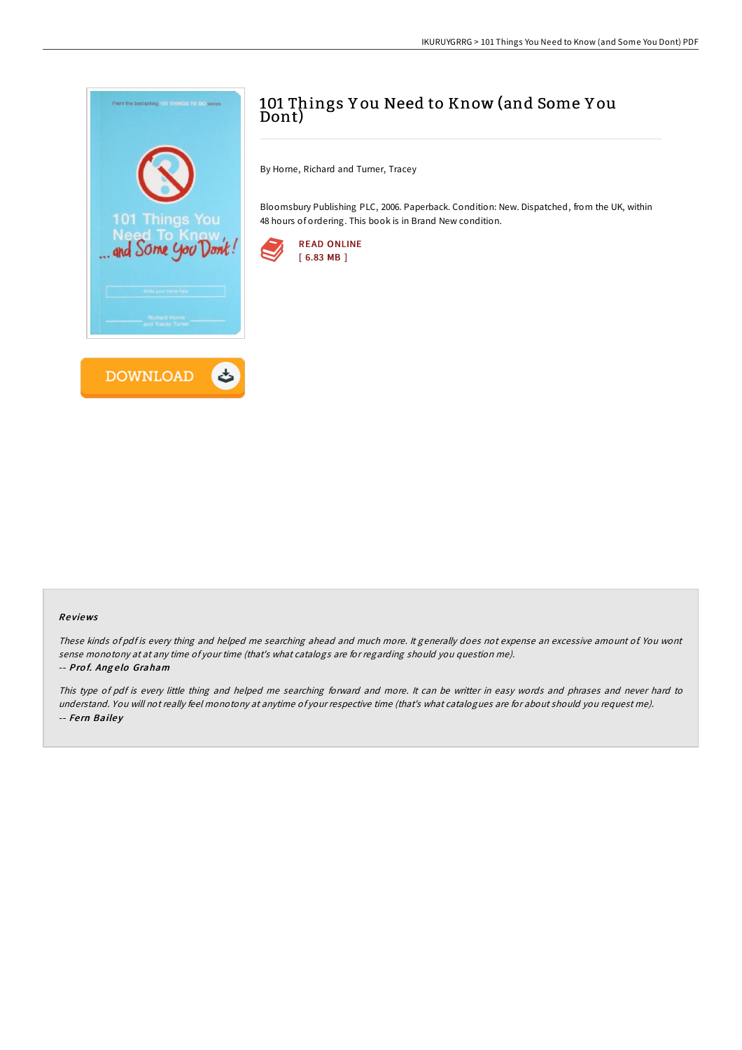# 101 Things You Need to Know (and Some You Dont)

By Horne, Richard and Turner, Tracey

Bloomsbury Publishing PLC, 2006. Paperback. Condition: New. Dispatched, from the UK, within 48 hours of ordering. This book is in Brand New condition.

READ ONLINE
[ 6.83 MB ]

DOWNLOAD

### Reviews

*These kinds of pdf is every thing and helped me searching ahead and much more. It generally does not expense an excessive amount of. You wont sense monotony at at any time of your time (that's what catalogs are for regarding should you question me).*

-- *Prof. Angelo Graham*

*This type of pdf is every little thing and helped me searching forward and more. It can be writter in easy words and phrases and never hard to understand. You will not really feel monotony at anytime of your respective time (that's what catalogues are for about should you request me).*

-- *Fern Bailey*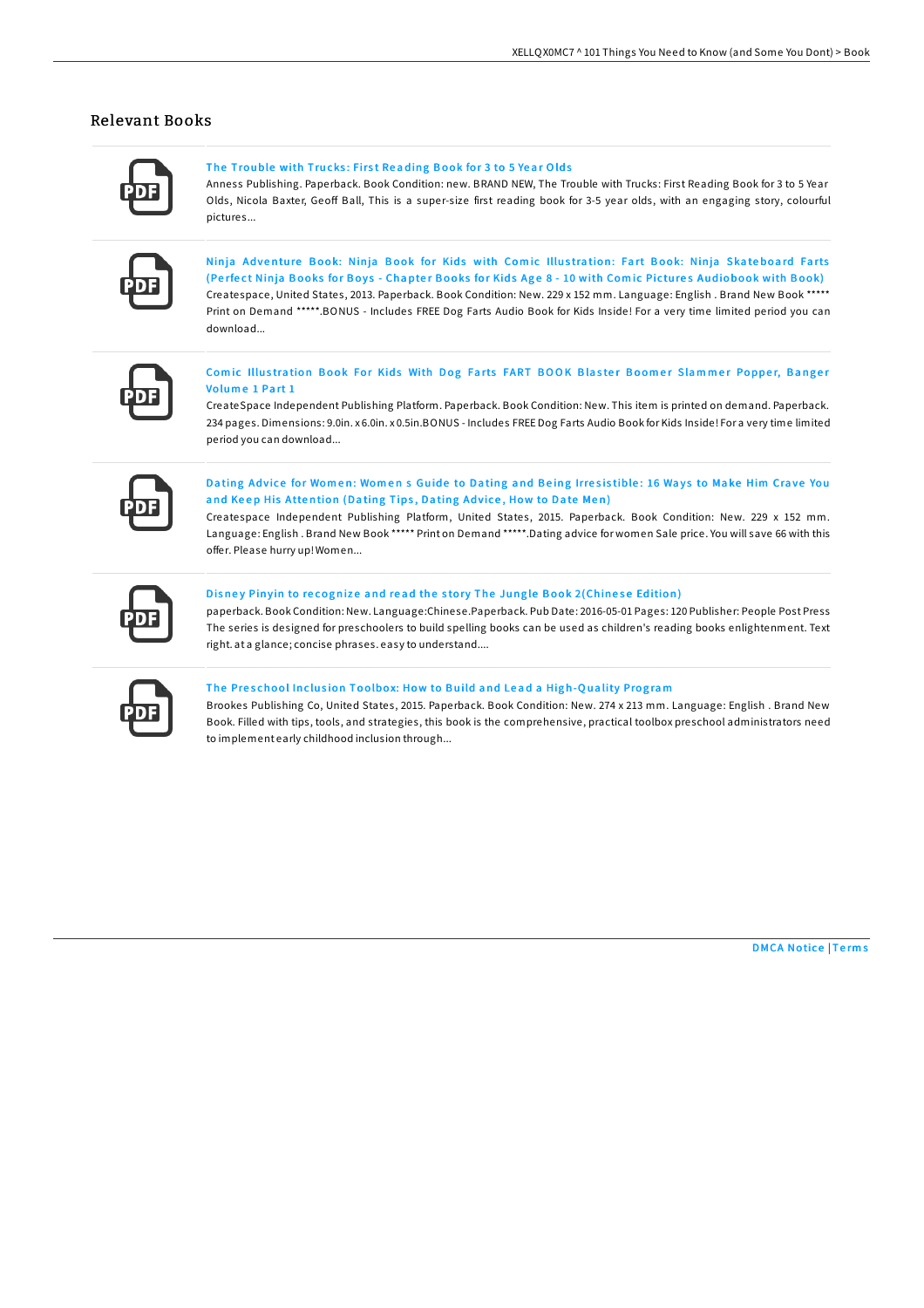## Relevant Books

**The Trouble with Trucks: First Reading Book for 3 to 5 Year Olds**

Anness Publishing. Paperback. Book Condition: new. BRAND NEW, The Trouble with Trucks: First Reading Book for 3 to 5 Year Olds, Nicola Baxter, Geoff Ball, This is a super-size first reading book for 3-5 year olds, with an engaging story, colourful pictures...

**Ninja Adventure Book: Ninja Book for Kids with Comic Illustration: Fart Book: Ninja Skateboard Farts (Perfect Ninja Books for Boys - Chapter Books for Kids Age 8 - 10 with Comic Pictures Audiobook with Book)**

Createspace, United States, 2013. Paperback. Book Condition: New. 229 x 152 mm. Language: English . Brand New Book ***** Print on Demand *****.BONUS - Includes FREE Dog Farts Audio Book for Kids Inside! For a very time limited period you can download...

**Comic Illustration Book For Kids With Dog Farts FART BOOK Blaster Boomer Slammer Popper, Banger Volume 1 Part 1**

CreateSpace Independent Publishing Platform. Paperback. Book Condition: New. This item is printed on demand. Paperback. 234 pages. Dimensions: 9.0in. x 6.0in. x 0.5in.BONUS - Includes FREE Dog Farts Audio Book for Kids Inside! For a very time limited period you can download...

**Dating Advice for Women: Women s Guide to Dating and Being Irresistible: 16 Ways to Make Him Crave You and Keep His Attention (Dating Tips, Dating Advice, How to Date Men)**

Createspace Independent Publishing Platform, United States, 2015. Paperback. Book Condition: New. 229 x 152 mm. Language: English . Brand New Book ***** Print on Demand *****.Dating advice for women Sale price. You will save 66 with this offer. Please hurry up! Women...

**Disney Pinyin to recognize and read the story The Jungle Book 2(Chinese Edition)**

paperback. Book Condition: New. Language:Chinese.Paperback. Pub Date: 2016-05-01 Pages: 120 Publisher: People Post Press The series is designed for preschoolers to build spelling books can be used as children's reading books enlightenment. Text right. at a glance; concise phrases. easy to understand....

**The Preschool Inclusion Toolbox: How to Build and Lead a High-Quality Program**

Brookes Publishing Co, United States, 2015. Paperback. Book Condition: New. 274 x 213 mm. Language: English . Brand New Book. Filled with tips, tools, and strategies, this book is the comprehensive, practical toolbox preschool administrators need to implement early childhood inclusion through...